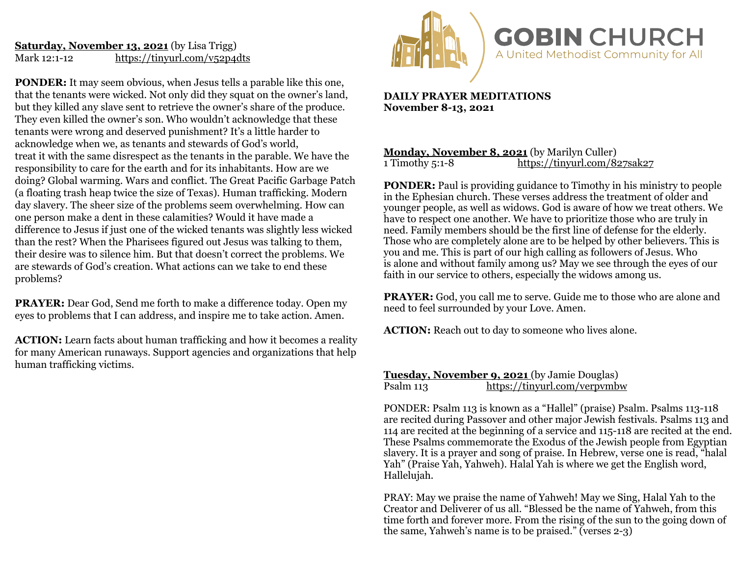**GOBIN CHURCH**
A United Methodist Community for All

**DAILY PRAYER MEDITATIONS**
**November 8-13, 2021**

**Monday, November 8, 2021** (by Marilyn Culler)
1 Timothy 5:1-8 https://tinyurl.com/827sak27

**PONDER:** Paul is providing guidance to Timothy in his ministry to people in the Ephesian church. These verses address the treatment of older and younger people, as well as widows. God is aware of how we treat others. We have to respect one another. We have to prioritize those who are truly in need. Family members should be the first line of defense for the elderly. Those who are completely alone are to be helped by other believers. This is you and me. This is part of our high calling as followers of Jesus. Who is alone and without family among us? May we see through the eyes of our faith in our service to others, especially the widows among us.

**PRAYER:** God, you call me to serve. Guide me to those who are alone and need to feel surrounded by your Love. Amen.

**ACTION:** Reach out to day to someone who lives alone.

**Tuesday, November 9, 2021** (by Jamie Douglas)
Psalm 113 https://tinyurl.com/verpvmbw

PONDER: Psalm 113 is known as a "Hallel" (praise) Psalm. Psalms 113-118 are recited during Passover and other major Jewish festivals. Psalms 113 and 114 are recited at the beginning of a service and 115-118 are recited at the end. These Psalms commemorate the Exodus of the Jewish people from Egyptian slavery. It is a prayer and song of praise. In Hebrew, verse one is read, "halal Yah" (Praise Yah, Yahweh). Halal Yah is where we get the English word, Hallelujah.

PRAY: May we praise the name of Yahweh! May we Sing, Halal Yah to the Creator and Deliverer of us all. "Blessed be the name of Yahweh, from this time forth and forever more. From the rising of the sun to the going down of the same, Yahweh's name is to be praised." (verses 2-3)

**Saturday, November 13, 2021** (by Lisa Trigg)
Mark 12:1-12 https://tinyurl.com/v52p4dts

**PONDER:** It may seem obvious, when Jesus tells a parable like this one, that the tenants were wicked. Not only did they squat on the owner's land, but they killed any slave sent to retrieve the owner's share of the produce. They even killed the owner's son. Who wouldn't acknowledge that these tenants were wrong and deserved punishment? It's a little harder to acknowledge when we, as tenants and stewards of God's world, treat it with the same disrespect as the tenants in the parable. We have the responsibility to care for the earth and for its inhabitants. How are we doing? Global warming. Wars and conflict. The Great Pacific Garbage Patch (a floating trash heap twice the size of Texas). Human trafficking. Modern day slavery. The sheer size of the problems seem overwhelming. How can one person make a dent in these calamities? Would it have made a difference to Jesus if just one of the wicked tenants was slightly less wicked than the rest? When the Pharisees figured out Jesus was talking to them, their desire was to silence him. But that doesn't correct the problems. We are stewards of God's creation. What actions can we take to end these problems?

**PRAYER:** Dear God, Send me forth to make a difference today. Open my eyes to problems that I can address, and inspire me to take action. Amen.

**ACTION:** Learn facts about human trafficking and how it becomes a reality for many American runaways. Support agencies and organizations that help human trafficking victims.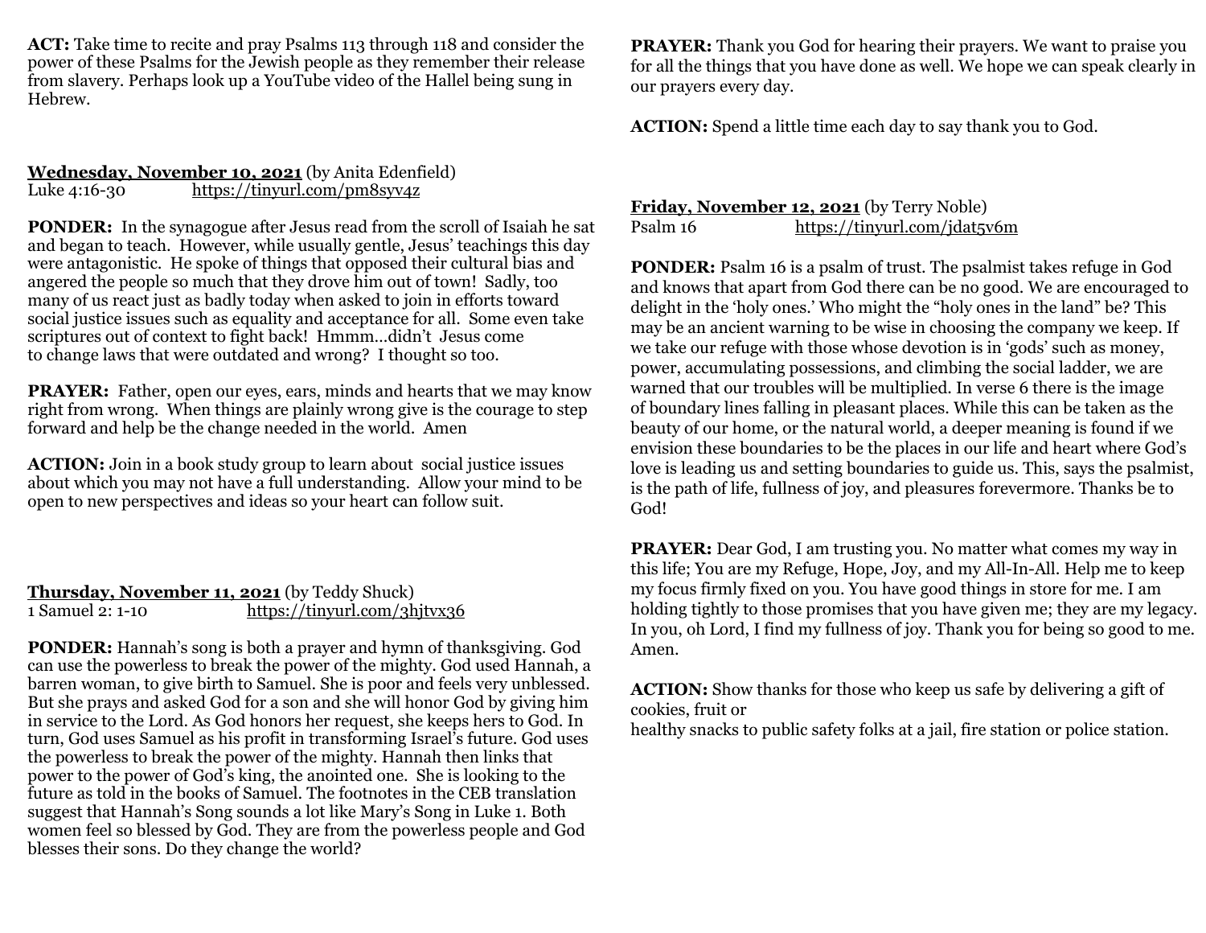**ACT:** Take time to recite and pray Psalms 113 through 118 and consider the power of these Psalms for the Jewish people as they remember their release from slavery. Perhaps look up a YouTube video of the Hallel being sung in Hebrew.

**Wednesday, November 10, 2021** (by Anita Edenfield)
Luke 4:16-30 https://tinyurl.com/pm8syv4z

**PONDER:** In the synagogue after Jesus read from the scroll of Isaiah he sat and began to teach. However, while usually gentle, Jesus' teachings this day were antagonistic. He spoke of things that opposed their cultural bias and angered the people so much that they drove him out of town! Sadly, too many of us react just as badly today when asked to join in efforts toward social justice issues such as equality and acceptance for all. Some even take scriptures out of context to fight back! Hmmm…didn't Jesus come to change laws that were outdated and wrong? I thought so too.

**PRAYER:** Father, open our eyes, ears, minds and hearts that we may know right from wrong. When things are plainly wrong give is the courage to step forward and help be the change needed in the world. Amen

**ACTION:** Join in a book study group to learn about social justice issues about which you may not have a full understanding. Allow your mind to be open to new perspectives and ideas so your heart can follow suit.

**Thursday, November 11, 2021** (by Teddy Shuck)
1 Samuel 2: 1-10 https://tinyurl.com/3hjtvx36

**PONDER:** Hannah's song is both a prayer and hymn of thanksgiving. God can use the powerless to break the power of the mighty. God used Hannah, a barren woman, to give birth to Samuel. She is poor and feels very unblessed. But she prays and asked God for a son and she will honor God by giving him in service to the Lord. As God honors her request, she keeps hers to God. In turn, God uses Samuel as his profit in transforming Israel's future. God uses the powerless to break the power of the mighty. Hannah then links that power to the power of God's king, the anointed one. She is looking to the future as told in the books of Samuel. The footnotes in the CEB translation suggest that Hannah's Song sounds a lot like Mary's Song in Luke 1. Both women feel so blessed by God. They are from the powerless people and God blesses their sons. Do they change the world?

**PRAYER:** Thank you God for hearing their prayers. We want to praise you for all the things that you have done as well. We hope we can speak clearly in our prayers every day.

**ACTION:** Spend a little time each day to say thank you to God.

**Friday, November 12, 2021** (by Terry Noble)
Psalm 16 https://tinyurl.com/jdat5v6m

**PONDER:** Psalm 16 is a psalm of trust. The psalmist takes refuge in God and knows that apart from God there can be no good. We are encouraged to delight in the 'holy ones.' Who might the "holy ones in the land" be? This may be an ancient warning to be wise in choosing the company we keep. If we take our refuge with those whose devotion is in 'gods' such as money, power, accumulating possessions, and climbing the social ladder, we are warned that our troubles will be multiplied. In verse 6 there is the image of boundary lines falling in pleasant places. While this can be taken as the beauty of our home, or the natural world, a deeper meaning is found if we envision these boundaries to be the places in our life and heart where God's love is leading us and setting boundaries to guide us. This, says the psalmist, is the path of life, fullness of joy, and pleasures forevermore. Thanks be to God!

**PRAYER:** Dear God, I am trusting you. No matter what comes my way in this life; You are my Refuge, Hope, Joy, and my All-In-All. Help me to keep my focus firmly fixed on you. You have good things in store for me. I am holding tightly to those promises that you have given me; they are my legacy. In you, oh Lord, I find my fullness of joy. Thank you for being so good to me. Amen.

**ACTION:** Show thanks for those who keep us safe by delivering a gift of cookies, fruit or
healthy snacks to public safety folks at a jail, fire station or police station.